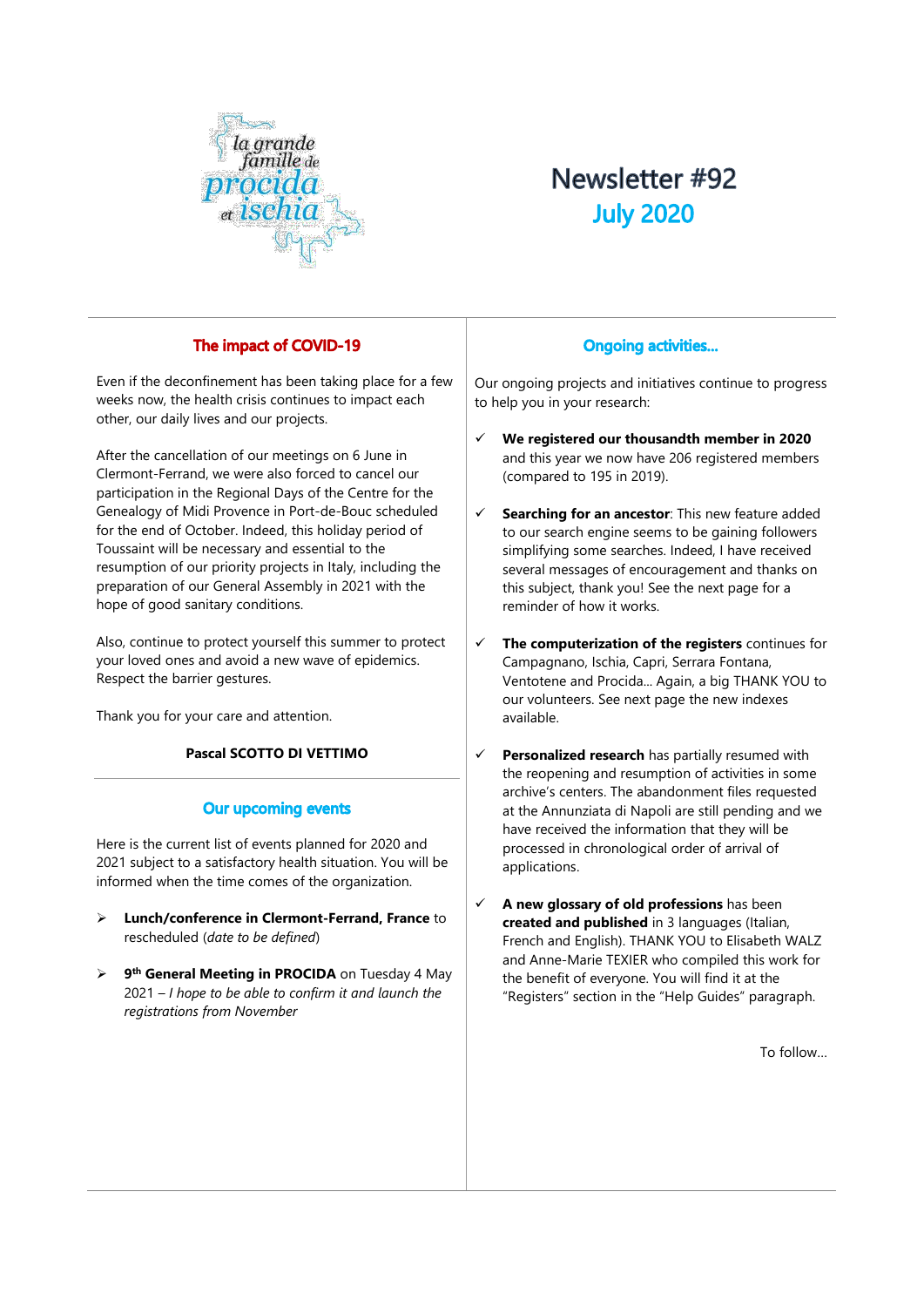# Newsletter #92

## July 2020

## The impact of COVID-19

Even if the deconfinement has been taking place for a few weeks now, the health crisis continues to impact each other, our daily lives and our projects.

After the cancellation of our meetings on 6 June in Clermont-Ferrand, we were also forced to cancel our participation in the Regional Days of the Centre for the Genealogy of Midi Provence in Port-de-Bouc scheduled for the end of October. Indeed, this holiday period of Toussaint will be necessary and essential to the resumption of our priority projects in Italy, including the preparation of our General Assembly in 2021 with the hope of good sanitary conditions.

Also, continue to protect yourself this summer to protect your loved ones and avoid a new wave of epidemics. Respect the barrier gestures.

Thank you for your care and attention.

**Pascal SCOTTO DI VETTIMO**

## Our upcoming events

Here is the current list of events planned for 2020 and 2021 subject to a satisfactory health situation. You will be informed when the time comes of the organization.

- **Lunch/conference in Clermont-Ferrand, France** to rescheduled (*date to be defined*)
- **9th General Meeting in PROCIDA** on Tuesday 4 May 2021 – *I hope to be able to confirm it and launch the registrations from November*

## Ongoing activities…

Our ongoing projects and initiatives continue to progress to help you in your research:

- ✓ **We registered our thousandth member in 2020** and this year we now have 206 registered members (compared to 195 in 2019).
- ✓ **Searching for an ancestor**: This new feature added to our search engine seems to be gaining followers simplifying some searches. Indeed, I have received several messages of encouragement and thanks on this subject, thank you! See the next page for a reminder of how it works.
- ✓ **The computerization of the registers** continues for Campagnano, Ischia, Capri, Serrara Fontana, Ventotene and Procida… Again, a big THANK YOU to our volunteers. See next page the new indexes available.
- ✓ **Personalized research** has partially resumed with the reopening and resumption of activities in some archive's centers. The abandonment files requested at the Annunziata di Napoli are still pending and we have received the information that they will be processed in chronological order of arrival of applications.
- ✓ **A new glossary of old professions** has been **created and published** in 3 languages (Italian, French and English). THANK YOU to Elisabeth WALZ and Anne-Marie TEXIER who compiled this work for the benefit of everyone. You will find it at the "Registers" section in the "Help Guides" paragraph.

To follow…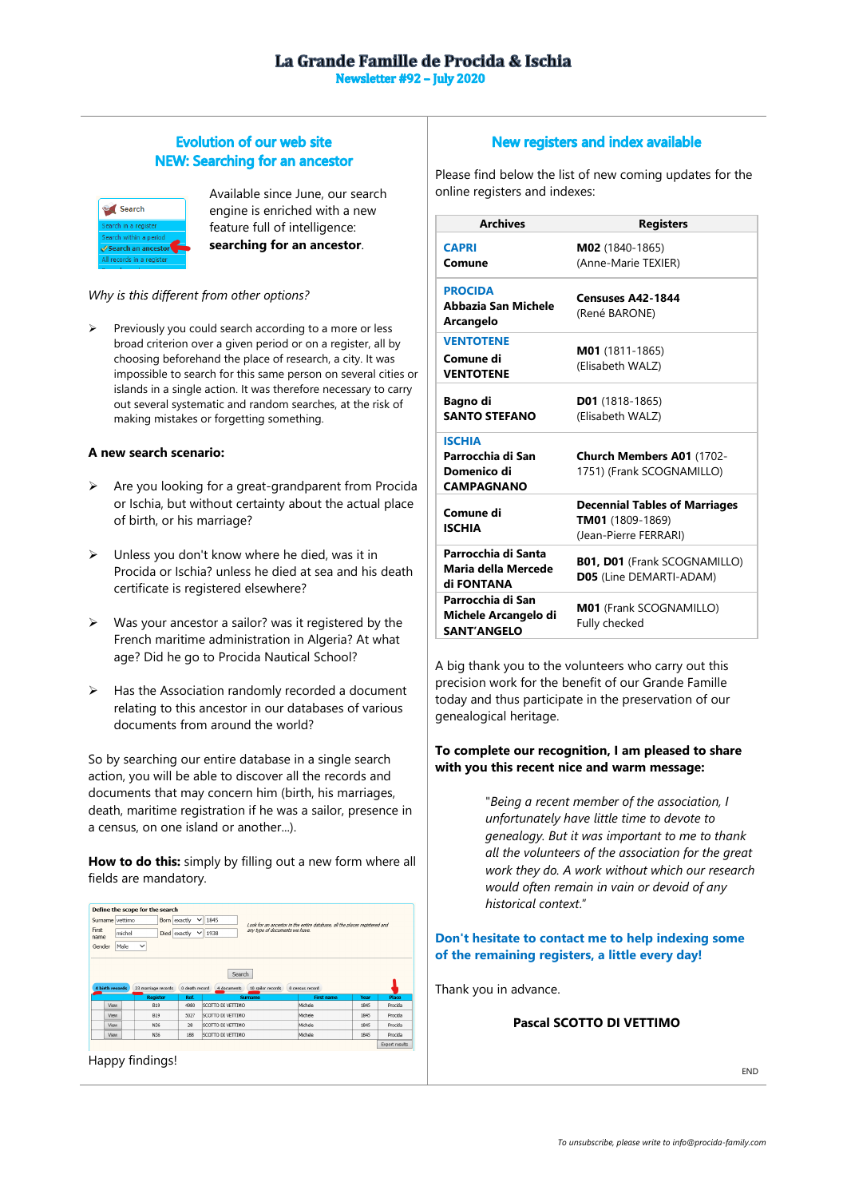# La Grande Famille de Procida & Ischia

**Newsletter #92 – July 2020**

## Evolution of our web site
## NEW: Searching for an ancestor

Available since June, our search engine is enriched with a new feature full of intelligence: **searching for an ancestor**.

*Why is this different from other options?*

- Previously you could search according to a more or less broad criterion over a given period or on a register, all by choosing beforehand the place of research, a city. It was impossible to search for this same person on several cities or islands in a single action. It was therefore necessary to carry out several systematic and random searches, at the risk of making mistakes or forgetting something.

**A new search scenario:**

- Are you looking for a great-grandparent from Procida or Ischia, but without certainty about the actual place of birth, or his marriage?
- Unless you don't know where he died, was it in Procida or Ischia? unless he died at sea and his death certificate is registered elsewhere?
- Was your ancestor a sailor? was it registered by the French maritime administration in Algeria? At what age? Did he go to Procida Nautical School?
- Has the Association randomly recorded a document relating to this ancestor in our databases of various documents from around the world?

So by searching our entire database in a single search action, you will be able to discover all the records and documents that may concern him (birth, his marriages, death, maritime registration if he was a sailor, presence in a census, on one island or another...).

**How to do this:** simply by filling out a new form where all fields are mandatory.

Happy findings!

## New registers and index available

Please find below the list of new coming updates for the online registers and indexes:

| Archives | Registers |
|---|---|
| **CAPRI** **Comune** | **M02** (1840-1865) (Anne-Marie TEXIER) |
| **PROCIDA** **Abbazia San Michele Arcangelo** | **Censuses A42-1844** (René BARONE) |
| **VENTOTENE** **Comune di VENTOTENE** | **M01** (1811-1865) (Elisabeth WALZ) |
| **Bagno di SANTO STEFANO** | **D01** (1818-1865) (Elisabeth WALZ) |
| **ISCHIA** **Parrocchia di San Domenico di CAMPAGNANO** | **Church Members A01** (1702-1751) (Frank SCOGNAMILLO) |
| **Comune di ISCHIA** | **Decennial Tables of Marriages TM01** (1809-1869) (Jean-Pierre FERRARI) |
| **Parrocchia di Santa Maria della Mercede di FONTANA** | **B01, D01** (Frank SCOGNAMILLO) **D05** (Line DEMARTI-ADAM) |
| **Parrocchia di San Michele Arcangelo di SANT'ANGELO** | **M01** (Frank SCOGNAMILLO) Fully checked |

A big thank you to the volunteers who carry out this precision work for the benefit of our Grande Famille today and thus participate in the preservation of our genealogical heritage.

**To complete our recognition, I am pleased to share with you this recent nice and warm message:**

> *"Being a recent member of the association, I unfortunately have little time to devote to genealogy. But it was important to me to thank all the volunteers of the association for the great work they do. A work without which our research would often remain in vain or devoid of any historical context."*

**Don't hesitate to contact me to help indexing some of the remaining registers, a little every day!**

Thank you in advance.

**Pascal SCOTTO DI VETTIMO**

END

*To unsubscribe, please write to info@procida-family.com*